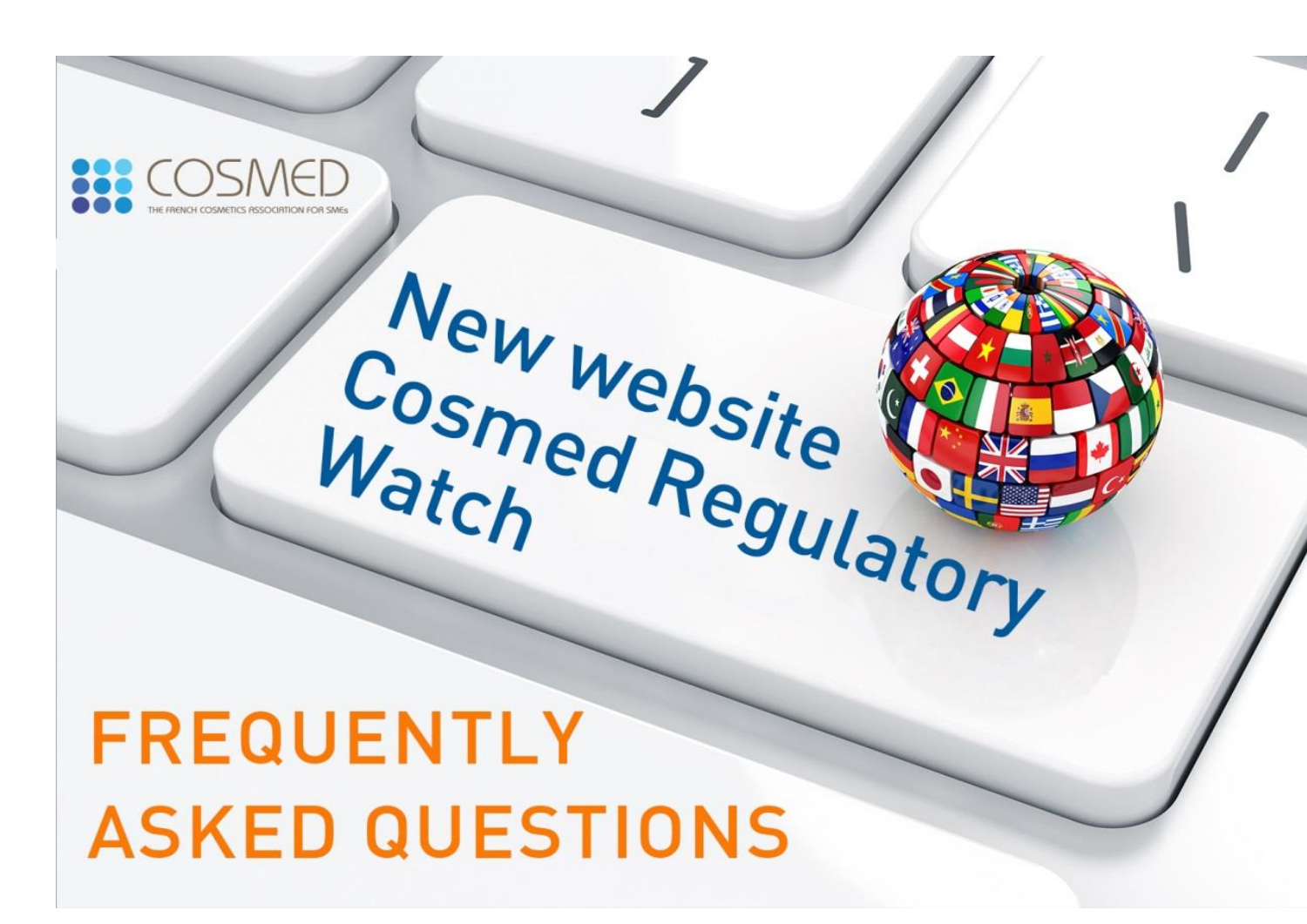COSMED

THE FRENCH COSMETICS ASSOCIATION FOR SMEs

# New website Cosmed Regulatory Watch

# FREQUENTLY ASKED QUESTIONS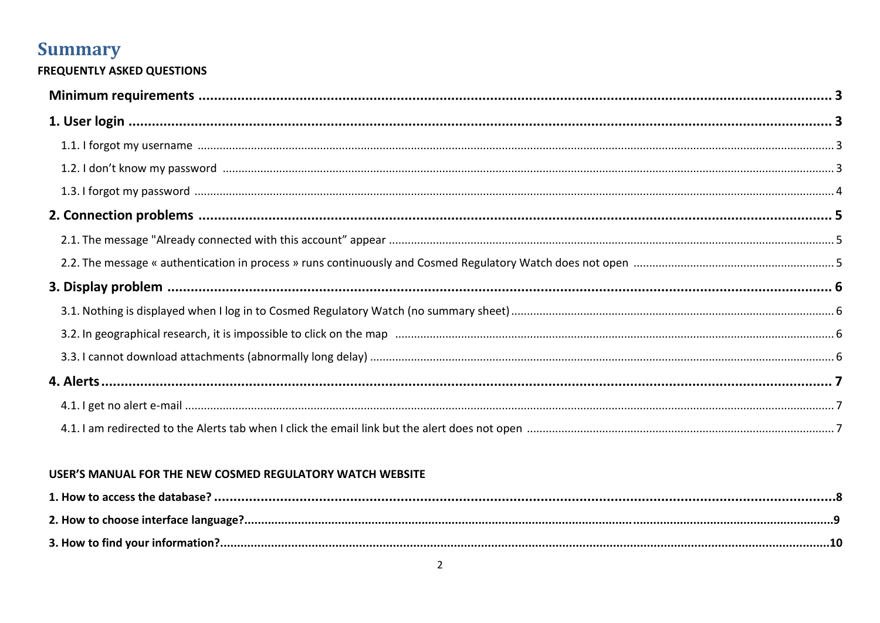# Summary

**FREQUENTLY ASKED QUESTIONS**

**Minimum requirements** ........ 3

**1. User login** ........ 3

- 1.1. I forgot my username ........ 3
- 1.2. I don't know my password ........ 3
- 1.3. I forgot my password ........ 4

**2. Connection problems** ........ 5

- 2.1. The message "Already connected with this account" appear ........ 5
- 2.2. The message « authentication in process » runs continuously and Cosmed Regulatory Watch does not open ........ 5

**3. Display problem** ........ 6

- 3.1. Nothing is displayed when I log in to Cosmed Regulatory Watch (no summary sheet) ........ 6
- 3.2. In geographical research, it is impossible to click on the map ........ 6
- 3.3. I cannot download attachments (abnormally long delay) ........ 6

**4. Alerts** ........ 7

- 4.1. I get no alert e-mail ........ 7
- 4.1. I am redirected to the Alerts tab when I click the email link but the alert does not open ........ 7

**USER'S MANUAL FOR THE NEW COSMED REGULATORY WATCH WEBSITE**

**1. How to access the database?** ........ 8

**2. How to choose interface language?** ........ 9

**3. How to find your information?** ........ 10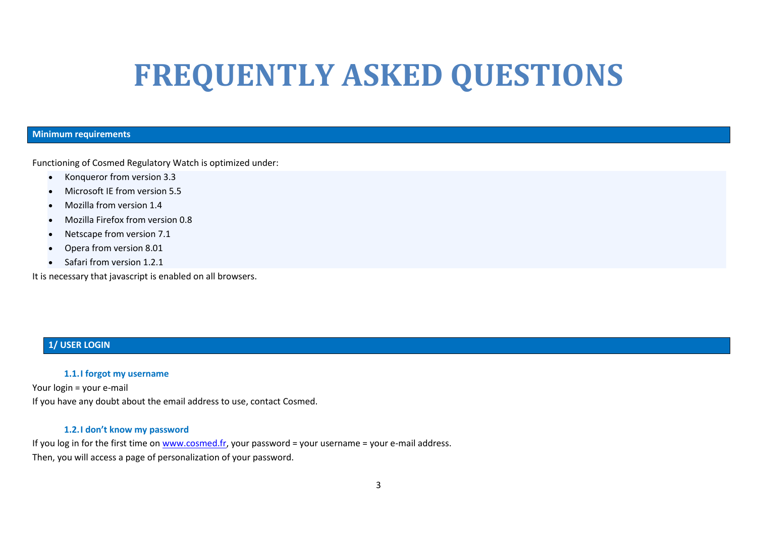# FREQUENTLY ASKED QUESTIONS

## Minimum requirements

Functioning of Cosmed Regulatory Watch is optimized under:

- Konqueror from version 3.3
- Microsoft IE from version 5.5
- Mozilla from version 1.4
- Mozilla Firefox from version 0.8
- Netscape from version 7.1
- Opera from version 8.01
- Safari from version 1.2.1

It is necessary that javascript is enabled on all browsers.

## 1/ USER LOGIN

### 1.1. I forgot my username

Your login = your e-mail

If you have any doubt about the email address to use, contact Cosmed.

### 1.2. I don't know my password

If you log in for the first time on [www.cosmed.fr](http://www.cosmed.fr), your password = your username = your e-mail address.

Then, you will access a page of personalization of your password.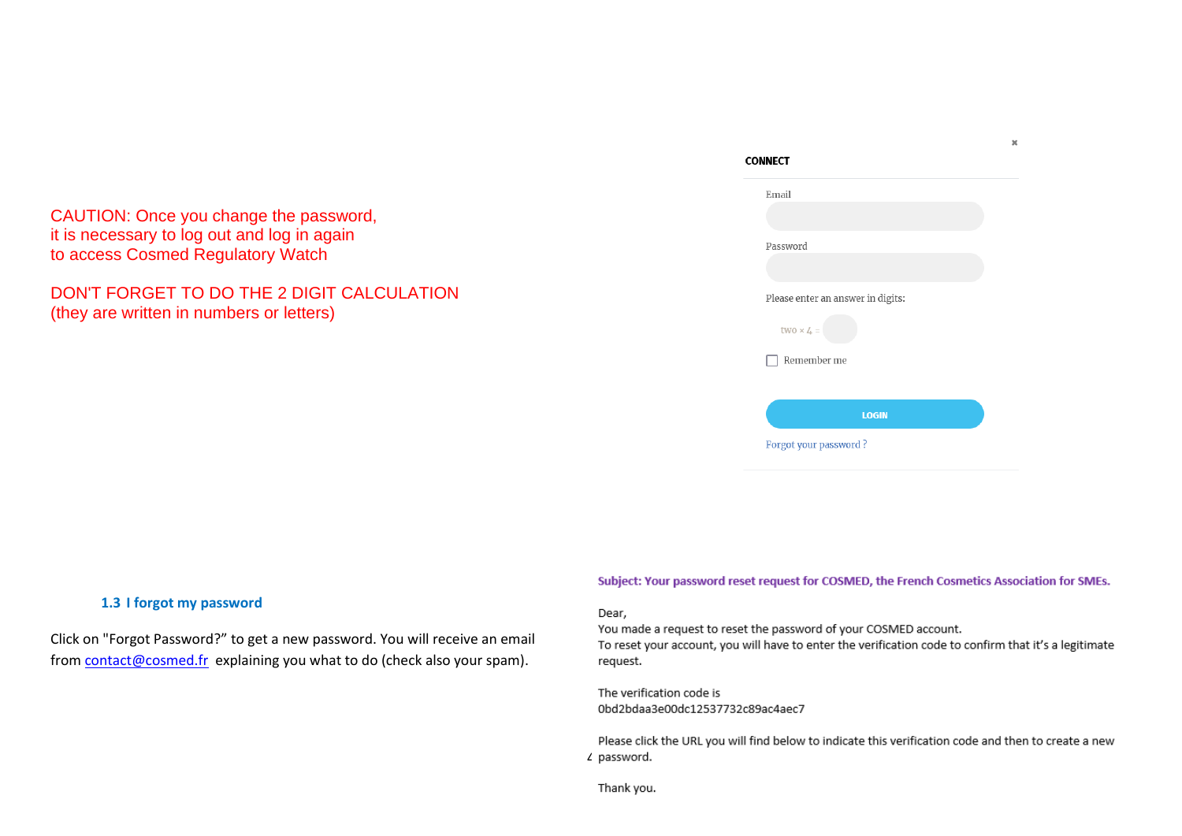CAUTION: Once you change the password,
it is necessary to log out and log in again
to access Cosmed Regulatory Watch

DON'T FORGET TO DO THE 2 DIGIT CALCULATION
(they are written in numbers or letters)

**CONNECT**

Email

Password

Please enter an answer in digits:

two × 4 =

Remember me

LOGIN

Forgot your password ?

### 1.3 I forgot my password

Click on "Forgot Password?" to get a new password. You will receive an email from contact@cosmed.fr explaining you what to do (check also your spam).

**Subject: Your password reset request for COSMED, the French Cosmetics Association for SMEs.**

Dear,
You made a request to reset the password of your COSMED account.
To reset your account, you will have to enter the verification code to confirm that it's a legitimate request.

The verification code is
0bd2bdaa3e00dc12537732c89ac4aec7

Please click the URL you will find below to indicate this verification code and then to create a new password.

Thank you.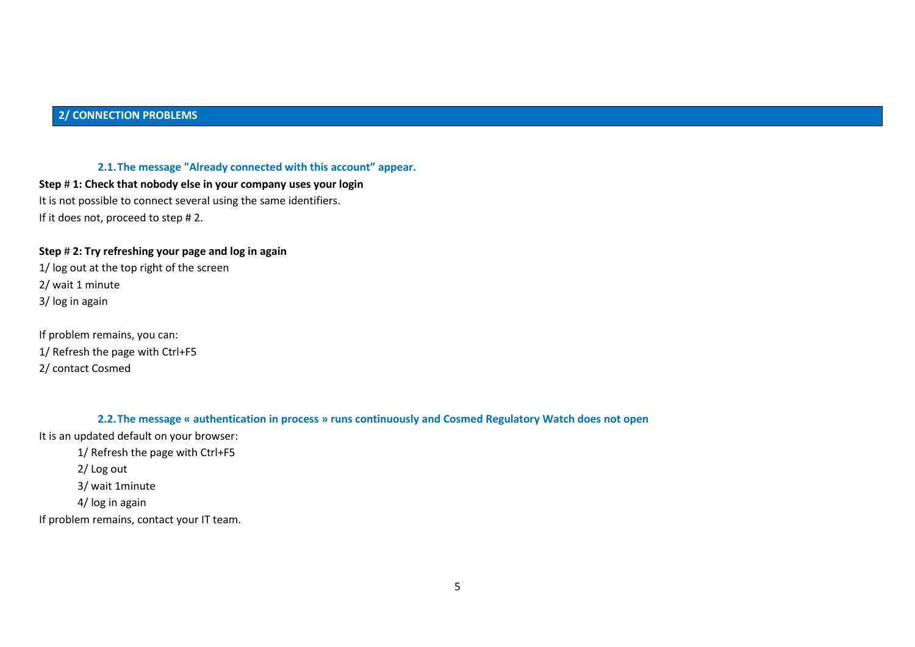## 2/ CONNECTION PROBLEMS

### 2.1. The message "Already connected with this account” appear.

**Step # 1: Check that nobody else in your company uses your login**

It is not possible to connect several using the same identifiers.

If it does not, proceed to step # 2.

**Step # 2: Try refreshing your page and log in again**

1/ log out at the top right of the screen

2/ wait 1 minute

3/ log in again

If problem remains, you can:

1/ Refresh the page with Ctrl+F5

2/ contact Cosmed

### 2.2. The message « authentication in process » runs continuously and Cosmed Regulatory Watch does not open

It is an updated default on your browser:

> 1/ Refresh the page with Ctrl+F5
>
> 2/ Log out
>
> 3/ wait 1minute
>
> 4/ log in again

If problem remains, contact your IT team.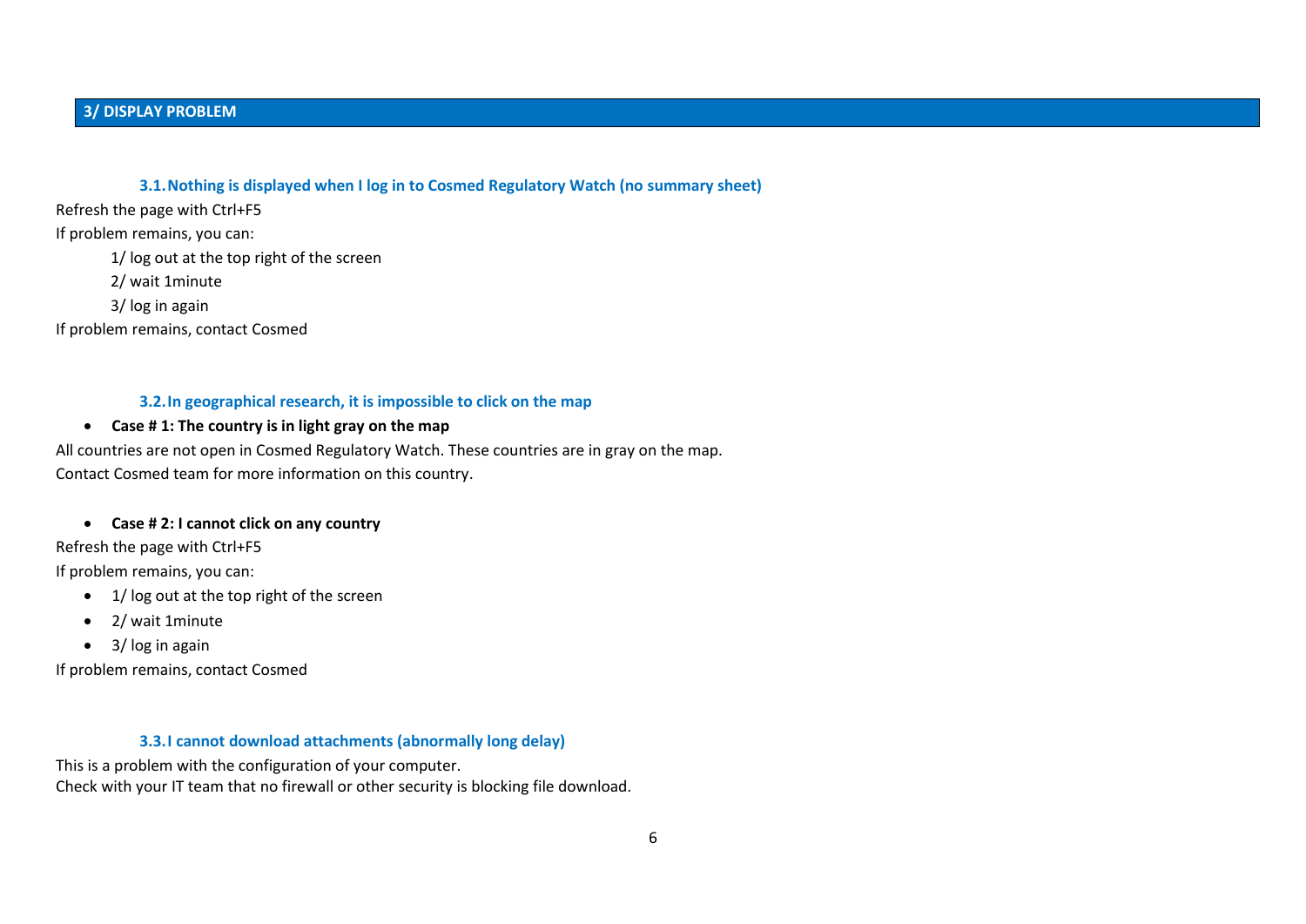## 3/ DISPLAY PROBLEM

### 3.1. Nothing is displayed when I log in to Cosmed Regulatory Watch (no summary sheet)

Refresh the page with Ctrl+F5

If problem remains, you can:

1/ log out at the top right of the screen

2/ wait 1minute

3/ log in again

If problem remains, contact Cosmed

### 3.2. In geographical research, it is impossible to click on the map

- **Case # 1: The country is in light gray on the map**

All countries are not open in Cosmed Regulatory Watch. These countries are in gray on the map.
Contact Cosmed team for more information on this country.

- **Case # 2: I cannot click on any country**

Refresh the page with Ctrl+F5

If problem remains, you can:

- 1/ log out at the top right of the screen
- 2/ wait 1minute
- 3/ log in again

If problem remains, contact Cosmed

### 3.3. I cannot download attachments (abnormally long delay)

This is a problem with the configuration of your computer.
Check with your IT team that no firewall or other security is blocking file download.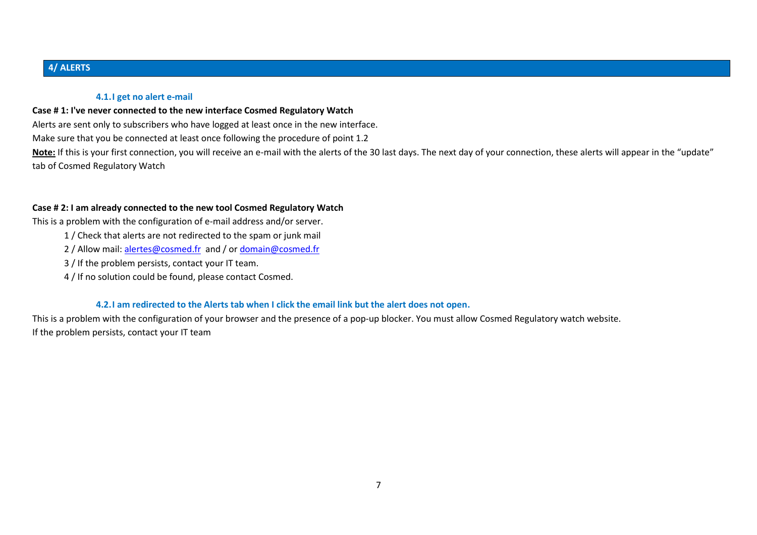## 4/ ALERTS

### 4.1. I get no alert e-mail

**Case # 1: I've never connected to the new interface Cosmed Regulatory Watch**

Alerts are sent only to subscribers who have logged at least once in the new interface.

Make sure that you be connected at least once following the procedure of point 1.2

**Note:** If this is your first connection, you will receive an e-mail with the alerts of the 30 last days. The next day of your connection, these alerts will appear in the "update" tab of Cosmed Regulatory Watch

**Case # 2: I am already connected to the new tool Cosmed Regulatory Watch**

This is a problem with the configuration of e-mail address and/or server.

1 / Check that alerts are not redirected to the spam or junk mail

2 / Allow mail: alertes@cosmed.fr and / or domain@cosmed.fr

3 / If the problem persists, contact your IT team.

4 / If no solution could be found, please contact Cosmed.

### 4.2. I am redirected to the Alerts tab when I click the email link but the alert does not open.

This is a problem with the configuration of your browser and the presence of a pop-up blocker. You must allow Cosmed Regulatory watch website.

If the problem persists, contact your IT team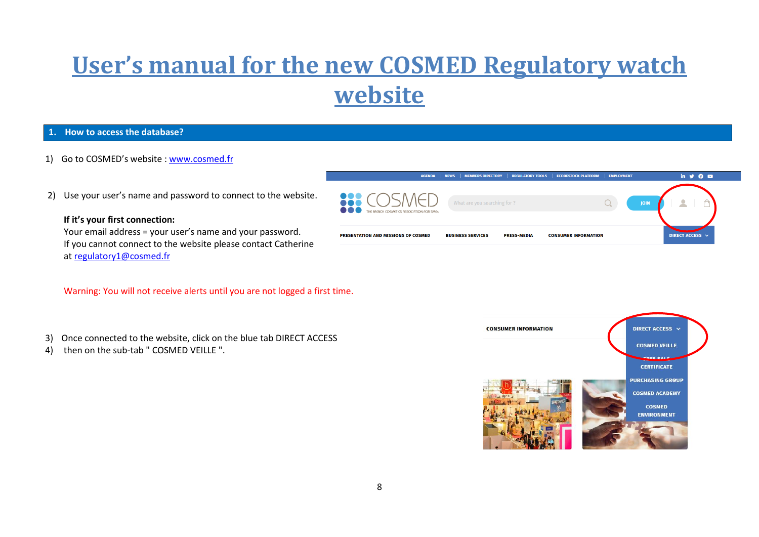# User's manual for the new COSMED Regulatory watch website

## 1. How to access the database?

1) Go to COSMED's website : www.cosmed.fr

2) Use your user's name and password to connect to the website.

   **If it's your first connection:**
   Your email address = your user's name and your password.
   If you cannot connect to the website please contact Catherine at regulatory1@cosmed.fr

   Warning: You will not receive alerts until you are not logged a first time.

3) Once connected to the website, click on the blue tab DIRECT ACCESS
4) then on the sub-tab " COSMED VEILLE ".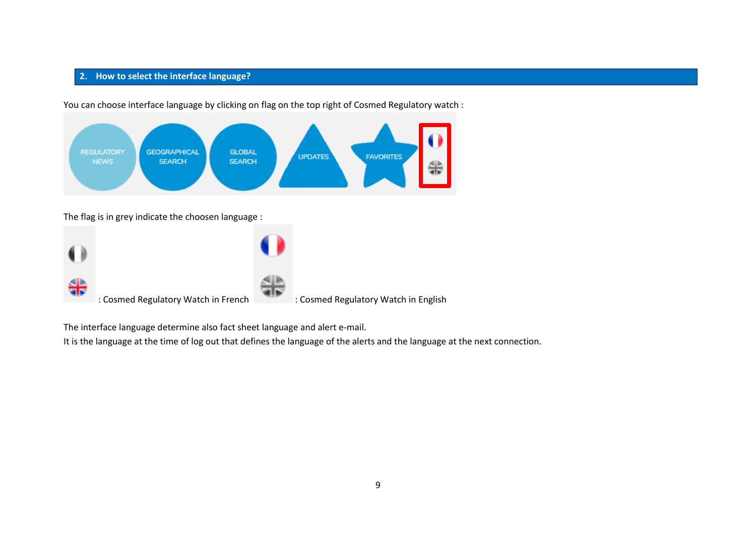## 2. How to select the interface language?

You can choose interface language by clicking on flag on the top right of Cosmed Regulatory watch :

The flag is in grey indicate the choosen language :

: Cosmed Regulatory Watch in French : Cosmed Regulatory Watch in English

The interface language determine also fact sheet language and alert e-mail.
It is the language at the time of log out that defines the language of the alerts and the language at the next connection.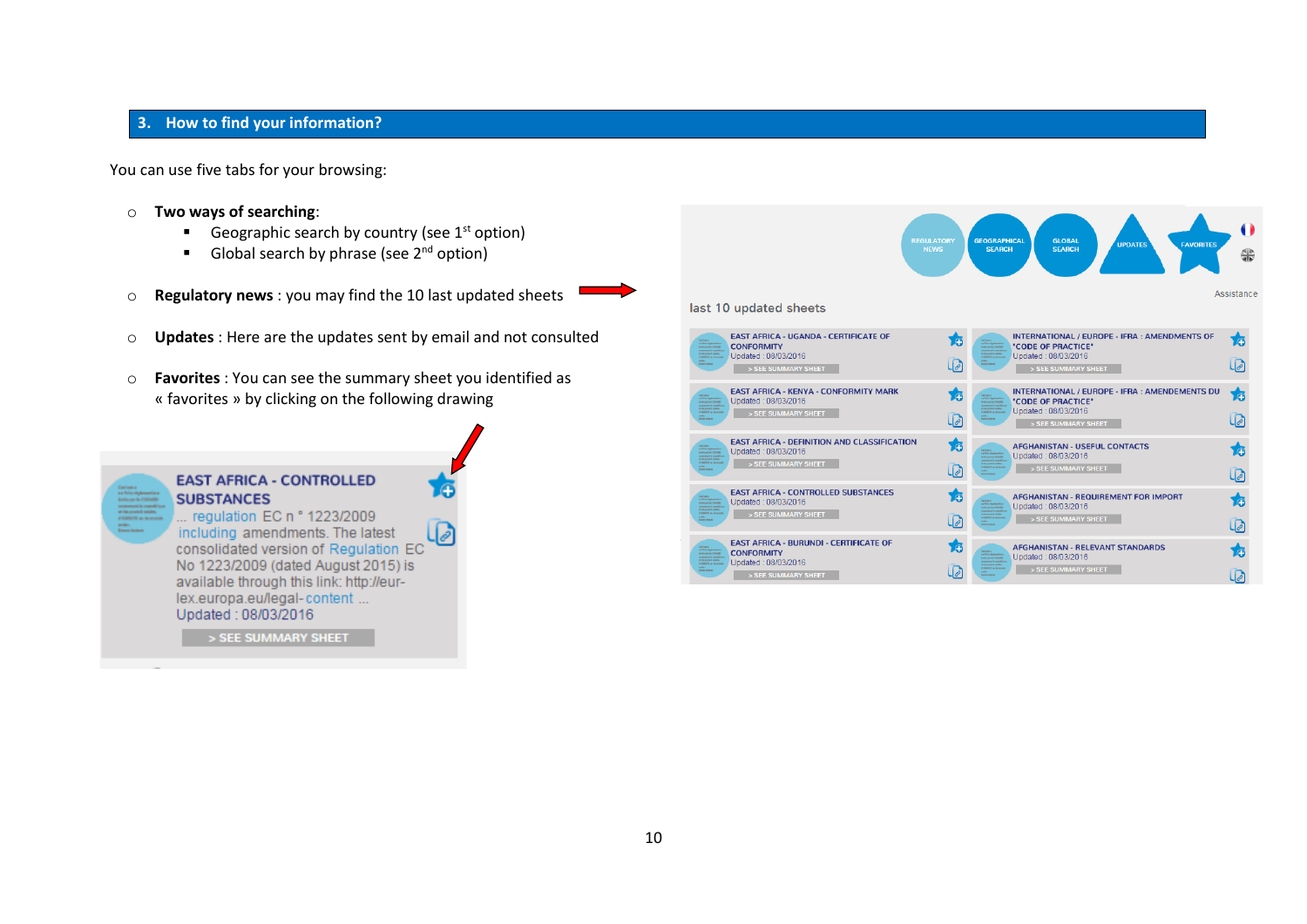## 3. How to find your information?

You can use five tabs for your browsing:

- **Two ways of searching**:
  - Geographic search by country (see 1st option)
  - Global search by phrase (see 2nd option)

- **Regulatory news** : you may find the 10 last updated sheets

- **Updates** : Here are the updates sent by email and not consulted

- **Favorites** : You can see the summary sheet you identified as « favorites » by clicking on the following drawing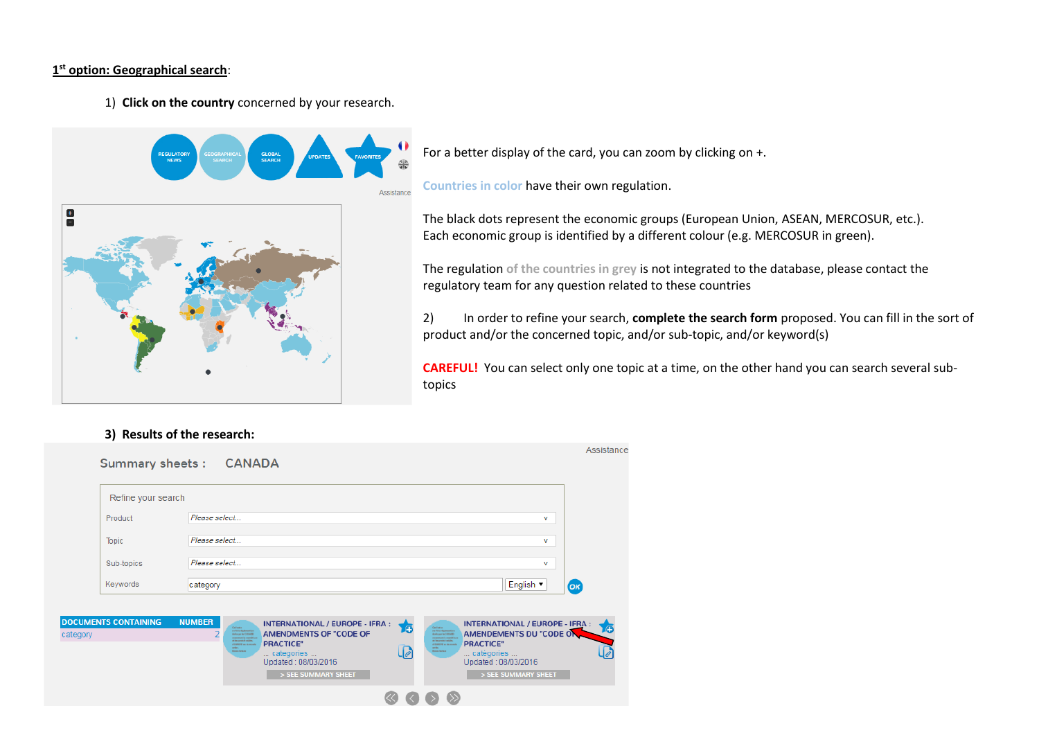**1st option: Geographical search**:

1) **Click on the country** concerned by your research.

For a better display of the card, you can zoom by clicking on +.

Countries in color have their own regulation.

The black dots represent the economic groups (European Union, ASEAN, MERCOSUR, etc.). Each economic group is identified by a different colour (e.g. MERCOSUR in green).

The regulation of the countries in grey is not integrated to the database, please contact the regulatory team for any question related to these countries

2) In order to refine your search, **complete the search form** proposed. You can fill in the sort of product and/or the concerned topic, and/or sub-topic, and/or keyword(s)

**CAREFUL!** You can select only one topic at a time, on the other hand you can search several sub-topics

3) **Results of the research:**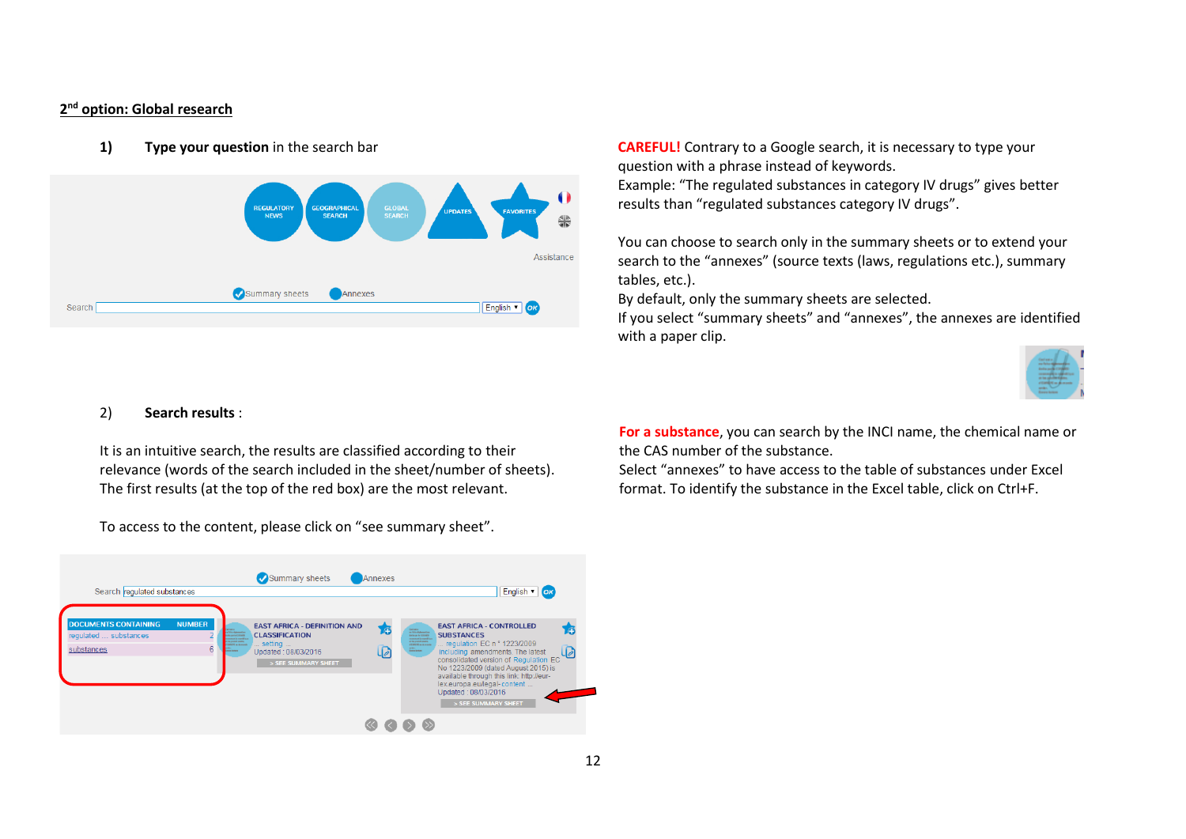## 2[nd] option: Global research

1) **Type your question** in the search bar

**CAREFUL!** Contrary to a Google search, it is necessary to type your question with a phrase instead of keywords.
Example: "The regulated substances in category IV drugs" gives better results than "regulated substances category IV drugs".

You can choose to search only in the summary sheets or to extend your search to the "annexes" (source texts (laws, regulations etc.), summary tables, etc.).
By default, only the summary sheets are selected.
If you select "summary sheets" and "annexes", the annexes are identified with a paper clip.

2) **Search results** :

It is an intuitive search, the results are classified according to their relevance (words of the search included in the sheet/number of sheets). The first results (at the top of the red box) are the most relevant.

To access to the content, please click on "see summary sheet".

**For a substance**, you can search by the INCI name, the chemical name or the CAS number of the substance.
Select "annexes" to have access to the table of substances under Excel format. To identify the substance in the Excel table, click on Ctrl+F.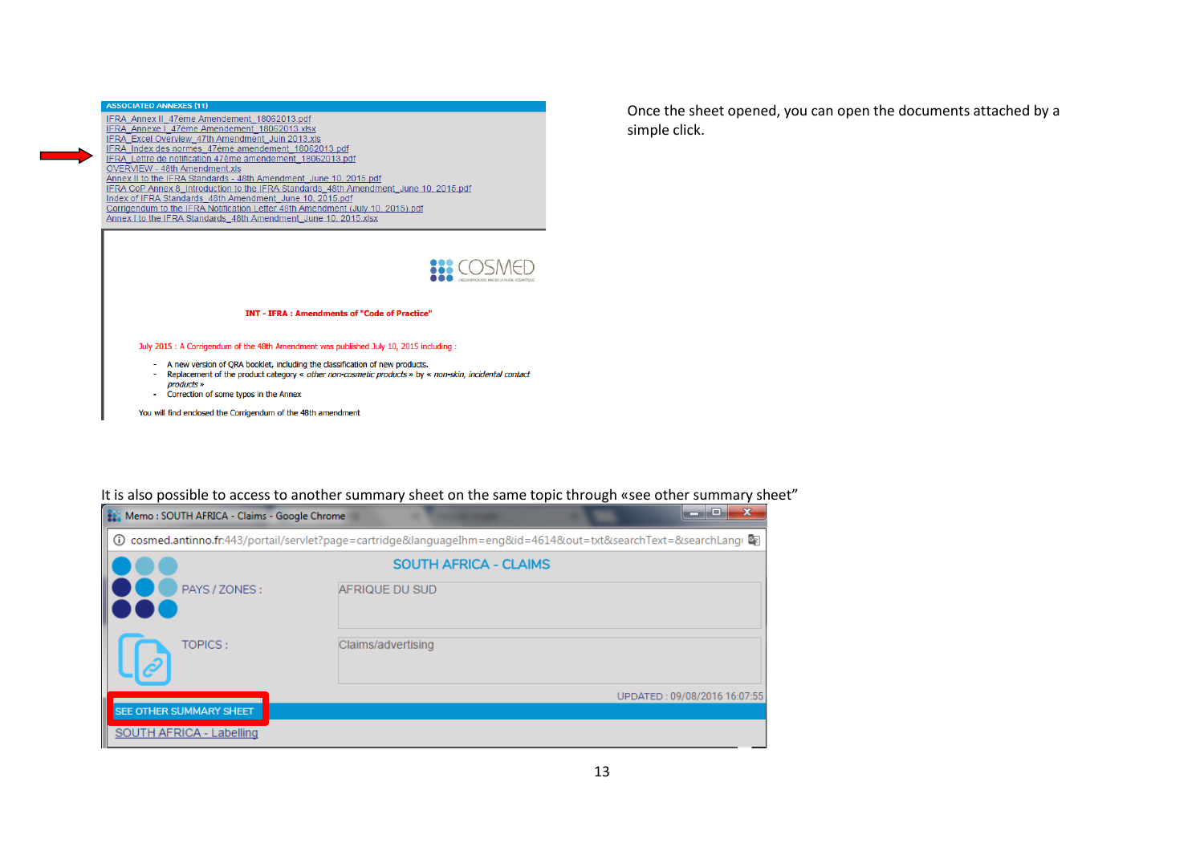Once the sheet opened, you can open the documents attached by a simple click.

ASSOCIATED ANNEXES (11)

IFRA_Annex II_47ème Amendement_18062013.pdf
IFRA_Annexe I_47ème Amendement_18062013.xlsx
IFRA_Excel Overview_47th Amendment_Juin 2013.xls
IFRA_Index des normes_47ème amendement_18062013.pdf
IFRA_Lettre de notification 47ème amendement_18062013.pdf
OVERVIEW - 48th Amendment.xls
Annex II to the IFRA Standards - 48th Amendment_June 10, 2015.pdf
IFRA CoP Annex 8_Introduction to the IFRA Standards_48th Amendment_June 10, 2015.pdf
Index of IFRA Standards_48th Amendment_June 10, 2015.pdf
Corrigendum to the IFRA Notification Letter 48th Amendment (July 10, 2015).pdf
Annex I to the IFRA Standards_48th Amendment_June 10, 2015.xlsx

COSMED

**INT - IFRA : Amendments of "Code of Practice"**

July 2015 : A Corrigendum of the 48th Amendment was published July 10, 2015 including :

- A new version of QRA booklet, including the classification of new products.
- Replacement of the product category « *other non-cosmetic products* » by « *non-skin, incidental contact products* »
- Correction of some typos in the Annex

You will find enclosed the Corrigendum of the 48th amendment

It is also possible to access to another summary sheet on the same topic through «see other summary sheet"

Memo : SOUTH AFRICA - Claims - Google Chrome

cosmed.antinno.fr:443/portail/servlet?page=cartridge&languageIhm=eng&id=4614&out=txt&searchText=&searchLang

SOUTH AFRICA - CLAIMS

PAYS / ZONES : AFRIQUE DU SUD

TOPICS : Claims/advertising

UPDATED : 09/08/2016 16:07:55

SEE OTHER SUMMARY SHEET

SOUTH AFRICA - Labelling